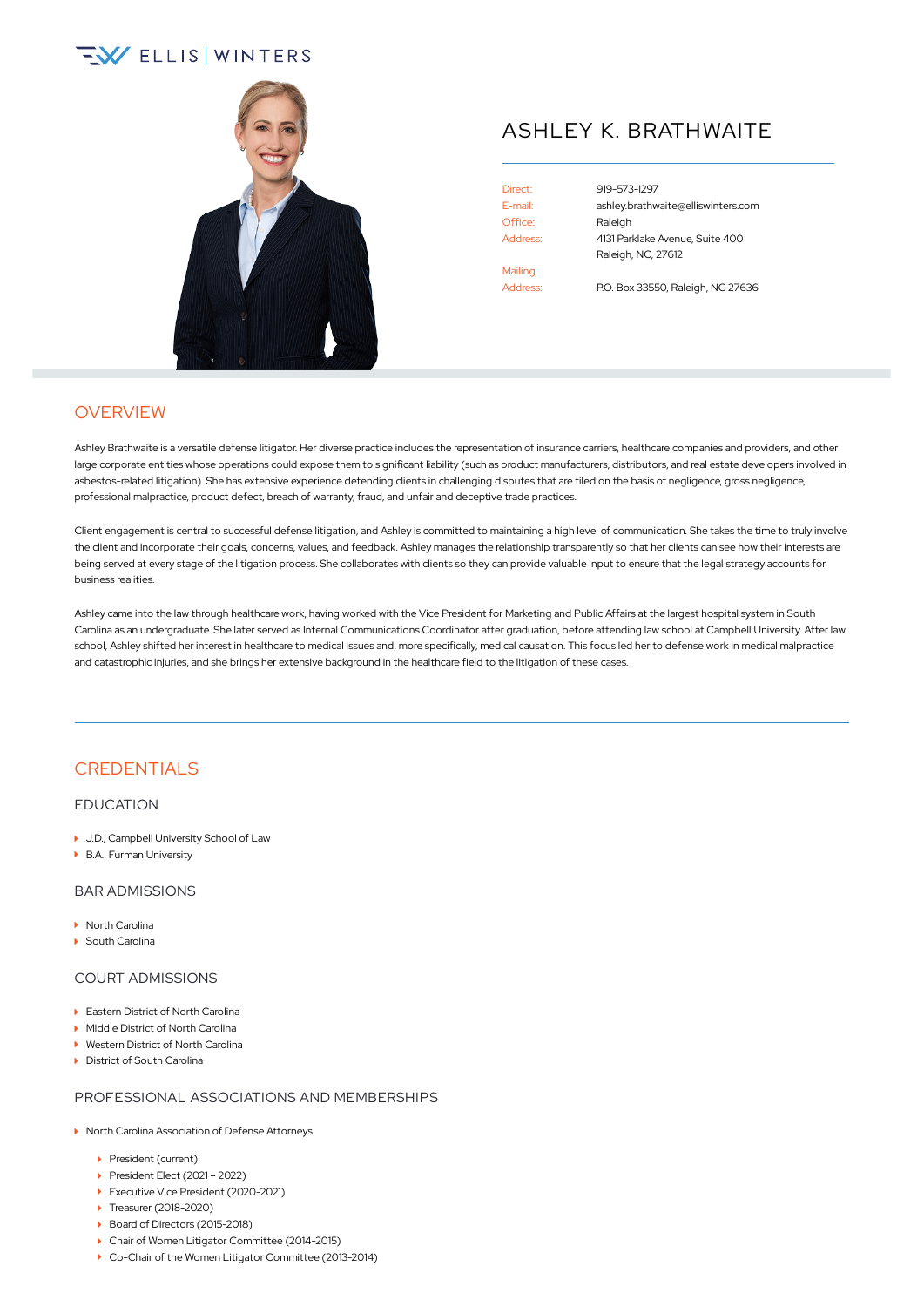ELLIS | WINTERS

# ASHLEY K. BRATHWAITE

Direct: 919-573-1297
E-mail: ashley.brathwaite@elliswinters.com
Office: Raleigh
Address: 4131 Parklake Avenue, Suite 400
Raleigh, NC, 27612
Mailing Address: P.O. Box 33550, Raleigh, NC 27636

## OVERVIEW

Ashley Brathwaite is a versatile defense litigator. Her diverse practice includes the representation of insurance carriers, healthcare companies and providers, and other large corporate entities whose operations could expose them to significant liability (such as product manufacturers, distributors, and real estate developers involved in asbestos-related litigation). She has extensive experience defending clients in challenging disputes that are filed on the basis of negligence, gross negligence, professional malpractice, product defect, breach of warranty, fraud, and unfair and deceptive trade practices.

Client engagement is central to successful defense litigation, and Ashley is committed to maintaining a high level of communication. She takes the time to truly involve the client and incorporate their goals, concerns, values, and feedback. Ashley manages the relationship transparently so that her clients can see how their interests are being served at every stage of the litigation process. She collaborates with clients so they can provide valuable input to ensure that the legal strategy accounts for business realities.

Ashley came into the law through healthcare work, having worked with the Vice President for Marketing and Public Affairs at the largest hospital system in South Carolina as an undergraduate. She later served as Internal Communications Coordinator after graduation, before attending law school at Campbell University. After law school, Ashley shifted her interest in healthcare to medical issues and, more specifically, medical causation. This focus led her to defense work in medical malpractice and catastrophic injuries, and she brings her extensive background in the healthcare field to the litigation of these cases.

## CREDENTIALS

### EDUCATION

- J.D., Campbell University School of Law
- B.A., Furman University

### BAR ADMISSIONS

- North Carolina
- South Carolina

### COURT ADMISSIONS

- Eastern District of North Carolina
- Middle District of North Carolina
- Western District of North Carolina
- District of South Carolina

### PROFESSIONAL ASSOCIATIONS AND MEMBERSHIPS

- North Carolina Association of Defense Attorneys
  - President (current)
  - President Elect (2021 – 2022)
  - Executive Vice President (2020-2021)
  - Treasurer (2018-2020)
  - Board of Directors (2015-2018)
  - Chair of Women Litigator Committee (2014-2015)
  - Co-Chair of the Women Litigator Committee (2013-2014)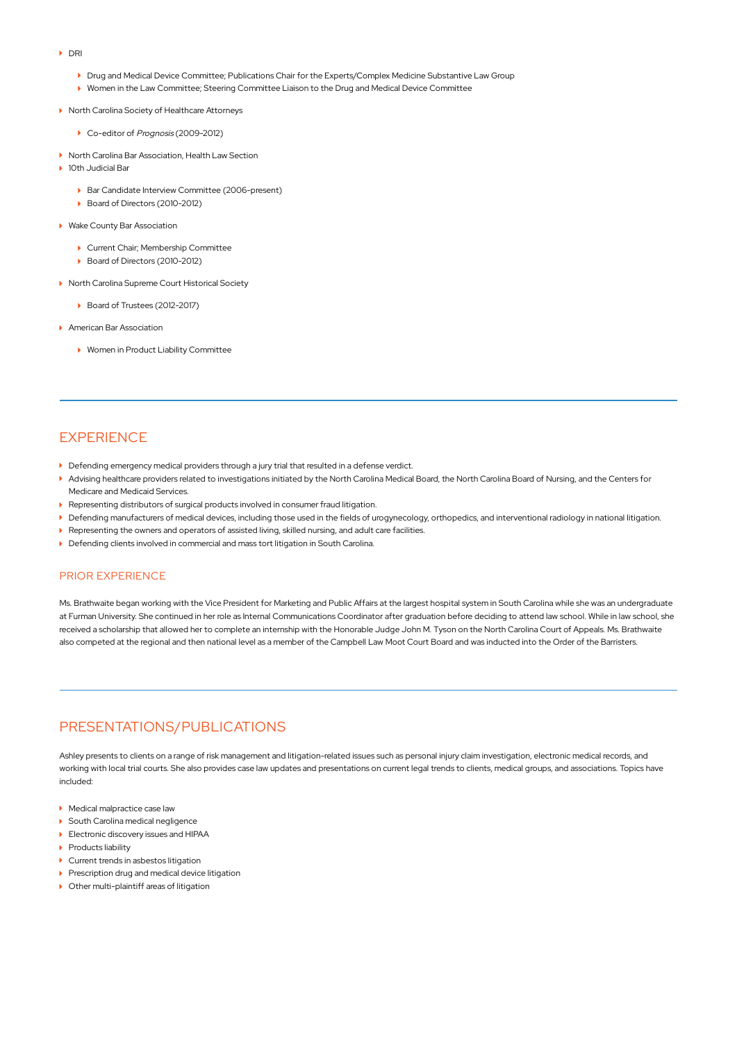- DRI
  - Drug and Medical Device Committee; Publications Chair for the Experts/Complex Medicine Substantive Law Group
  - Women in the Law Committee; Steering Committee Liaison to the Drug and Medical Device Committee
- North Carolina Society of Healthcare Attorneys
  - Co-editor of *Prognosis* (2009-2012)
- North Carolina Bar Association, Health Law Section
- 10th Judicial Bar
  - Bar Candidate Interview Committee (2006-present)
  - Board of Directors (2010-2012)
- Wake County Bar Association
  - Current Chair; Membership Committee
  - Board of Directors (2010-2012)
- North Carolina Supreme Court Historical Society
  - Board of Trustees (2012-2017)
- American Bar Association
  - Women in Product Liability Committee

## EXPERIENCE

- Defending emergency medical providers through a jury trial that resulted in a defense verdict.
- Advising healthcare providers related to investigations initiated by the North Carolina Medical Board, the North Carolina Board of Nursing, and the Centers for Medicare and Medicaid Services.
- Representing distributors of surgical products involved in consumer fraud litigation.
- Defending manufacturers of medical devices, including those used in the fields of urogynecology, orthopedics, and interventional radiology in national litigation.
- Representing the owners and operators of assisted living, skilled nursing, and adult care facilities.
- Defending clients involved in commercial and mass tort litigation in South Carolina.

### PRIOR EXPERIENCE

Ms. Brathwaite began working with the Vice President for Marketing and Public Affairs at the largest hospital system in South Carolina while she was an undergraduate at Furman University. She continued in her role as Internal Communications Coordinator after graduation before deciding to attend law school. While in law school, she received a scholarship that allowed her to complete an internship with the Honorable Judge John M. Tyson on the North Carolina Court of Appeals. Ms. Brathwaite also competed at the regional and then national level as a member of the Campbell Law Moot Court Board and was inducted into the Order of the Barristers.

## PRESENTATIONS/PUBLICATIONS

Ashley presents to clients on a range of risk management and litigation-related issues such as personal injury claim investigation, electronic medical records, and working with local trial courts. She also provides case law updates and presentations on current legal trends to clients, medical groups, and associations. Topics have included:

- Medical malpractice case law
- South Carolina medical negligence
- Electronic discovery issues and HIPAA
- Products liability
- Current trends in asbestos litigation
- Prescription drug and medical device litigation
- Other multi-plaintiff areas of litigation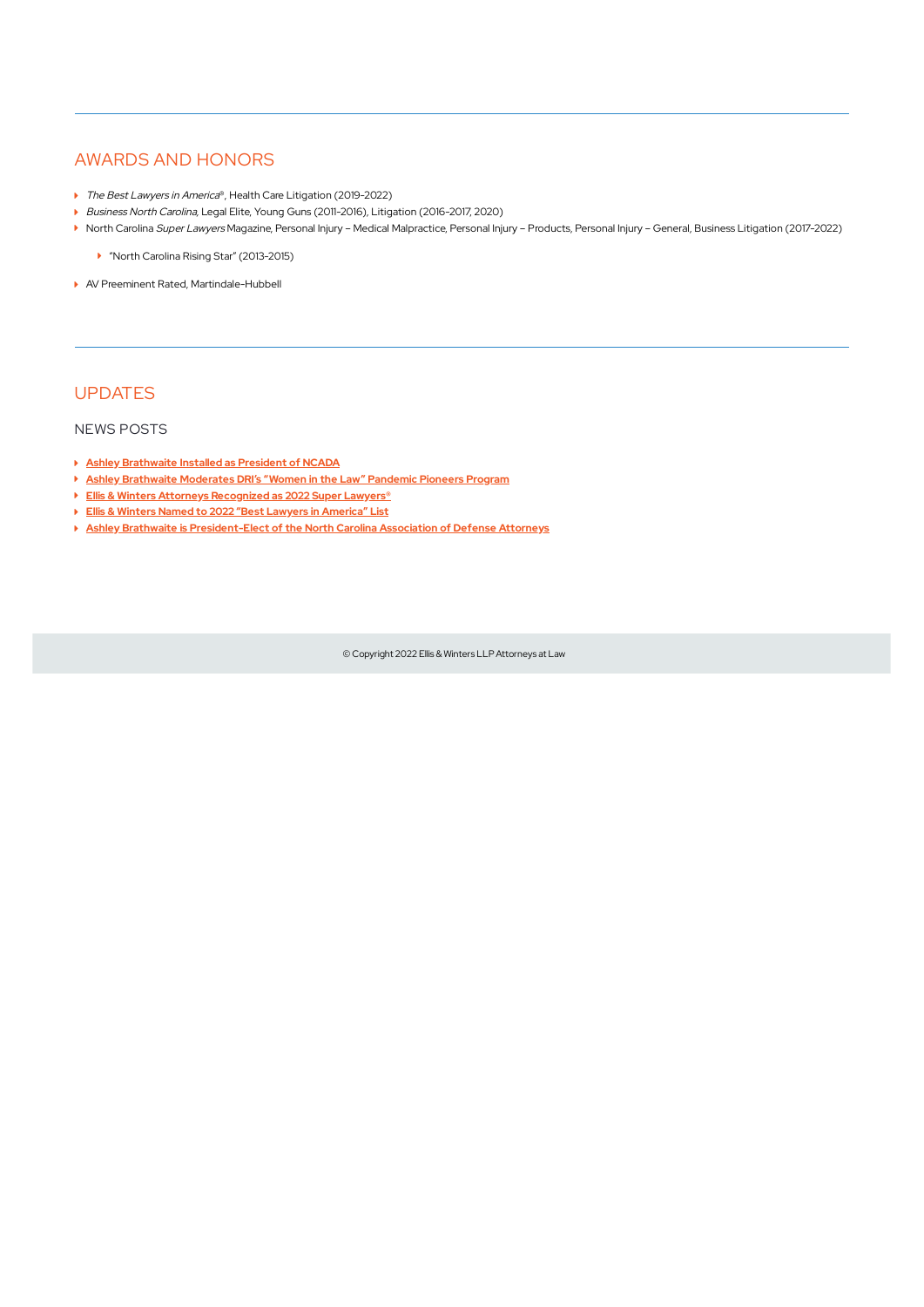## AWARDS AND HONORS

- *The Best Lawyers in America*®, Health Care Litigation (2019-2022)
- *Business North Carolina*, Legal Elite, Young Guns (2011-2016), Litigation (2016-2017, 2020)
- North Carolina *Super Lawyers* Magazine, Personal Injury – Medical Malpractice, Personal Injury – Products, Personal Injury – General, Business Litigation (2017-2022)
  - "North Carolina Rising Star" (2013-2015)
- AV Preeminent Rated, Martindale-Hubbell

## UPDATES

### NEWS POSTS

- **Ashley Brathwaite Installed as President of NCADA**
- **Ashley Brathwaite Moderates DRI's "Women in the Law" Pandemic Pioneers Program**
- **Ellis & Winters Attorneys Recognized as 2022 Super Lawyers®**
- **Ellis & Winters Named to 2022 "Best Lawyers in America" List**
- **Ashley Brathwaite is President-Elect of the North Carolina Association of Defense Attorneys**

© Copyright 2022 Ellis & Winters LLP Attorneys at Law